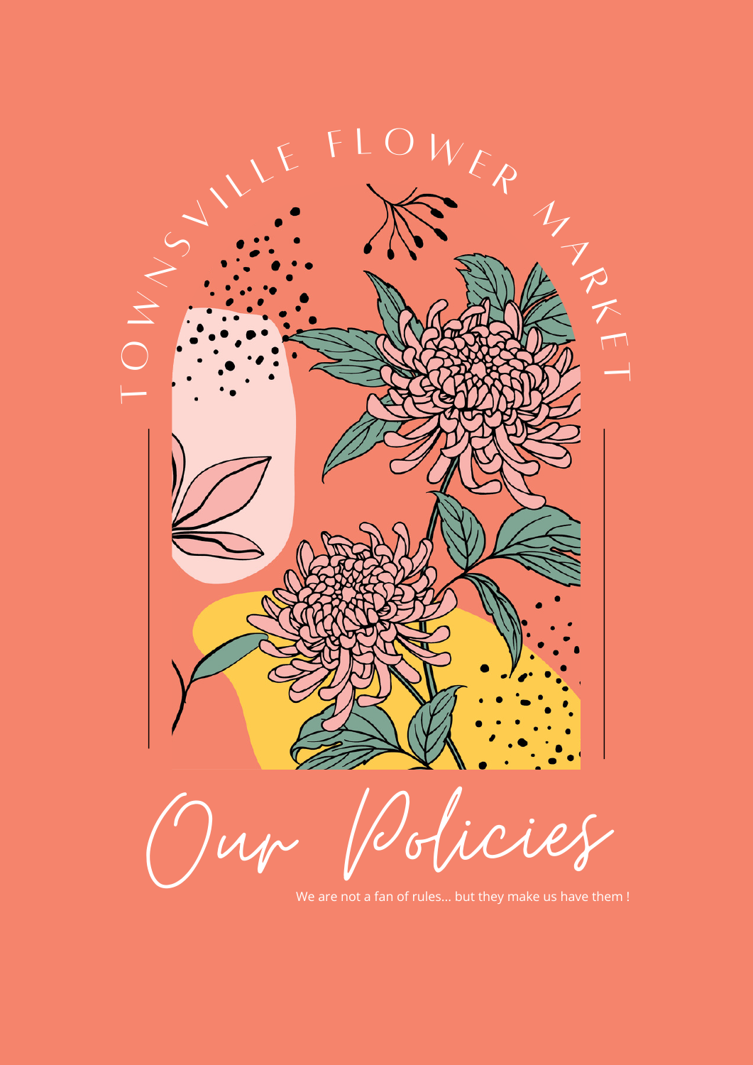TOWNSVILLE FLOWER MARKET

# Our Policies

We are not a fan of rules... but they make us have them !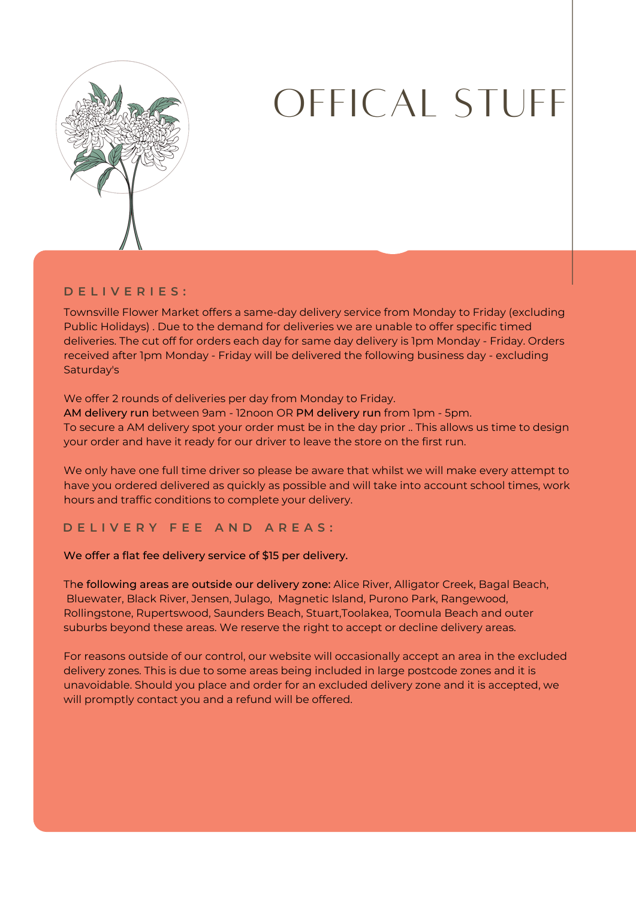# OFFICAL STUFF

## DELIVERIES:

Townsville Flower Market offers a same-day delivery service from Monday to Friday (excluding Public Holidays) . Due to the demand for deliveries we are unable to offer specific timed deliveries. The cut off for orders each day for same day delivery is 1pm Monday - Friday. Orders received after 1pm Monday - Friday will be delivered the following business day - excluding Saturday's

We offer 2 rounds of deliveries per day from Monday to Friday.
**AM delivery run** between 9am - 12noon OR **PM delivery run** from 1pm - 5pm.
To secure a AM delivery spot your order must be in the day prior .. This allows us time to design your order and have it ready for our driver to leave the store on the first run.

We only have one full time driver so please be aware that whilst we will make every attempt to have you ordered delivered as quickly as possible and will take into account school times, work hours and traffic conditions to complete your delivery.

## DELIVERY FEE AND AREAS:

**We offer a flat fee delivery service of $15 per delivery.**

The **following areas are outside our delivery zone:** Alice River, Alligator Creek, Bagal Beach, Bluewater, Black River, Jensen, Julago, Magnetic Island, Purono Park, Rangewood, Rollingstone, Rupertswood, Saunders Beach, Stuart,Toolakea, Toomula Beach and outer suburbs beyond these areas. We reserve the right to accept or decline delivery areas.

For reasons outside of our control, our website will occasionally accept an area in the excluded delivery zones. This is due to some areas being included in large postcode zones and it is unavoidable. Should you place and order for an excluded delivery zone and it is accepted, we will promptly contact you and a refund will be offered.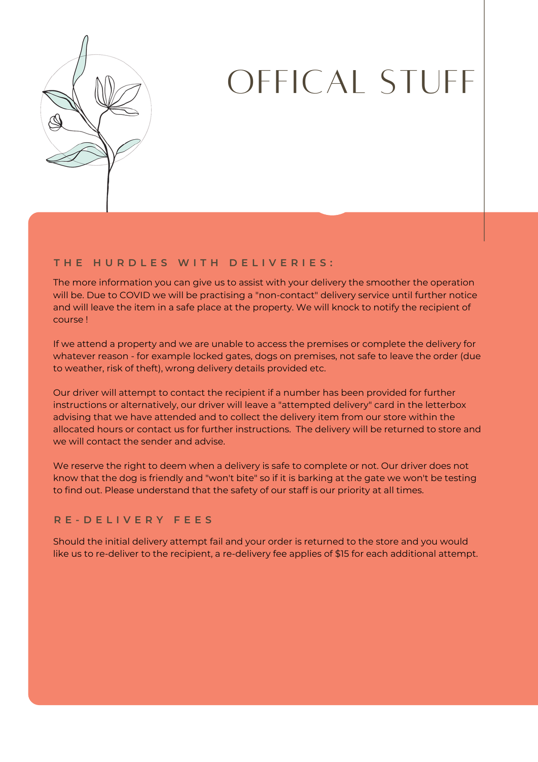# OFFICAL STUFF

## THE HURDLES WITH DELIVERIES:

The more information you can give us to assist with your delivery the smoother the operation will be. Due to COVID we will be practising a "non-contact" delivery service until further notice and will leave the item in a safe place at the property. We will knock to notify the recipient of course !

If we attend a property and we are unable to access the premises or complete the delivery for whatever reason - for example locked gates, dogs on premises, not safe to leave the order (due to weather, risk of theft), wrong delivery details provided etc.

Our driver will attempt to contact the recipient if a number has been provided for further instructions or alternatively, our driver will leave a "attempted delivery" card in the letterbox advising that we have attended and to collect the delivery item from our store within the allocated hours or contact us for further instructions.  The delivery will be returned to store and we will contact the sender and advise.

We reserve the right to deem when a delivery is safe to complete or not. Our driver does not know that the dog is friendly and "won't bite" so if it is barking at the gate we won't be testing to find out. Please understand that the safety of our staff is our priority at all times.

## RE-DELIVERY FEES

Should the initial delivery attempt fail and your order is returned to the store and you would like us to re-deliver to the recipient, a re-delivery fee applies of $15 for each additional attempt.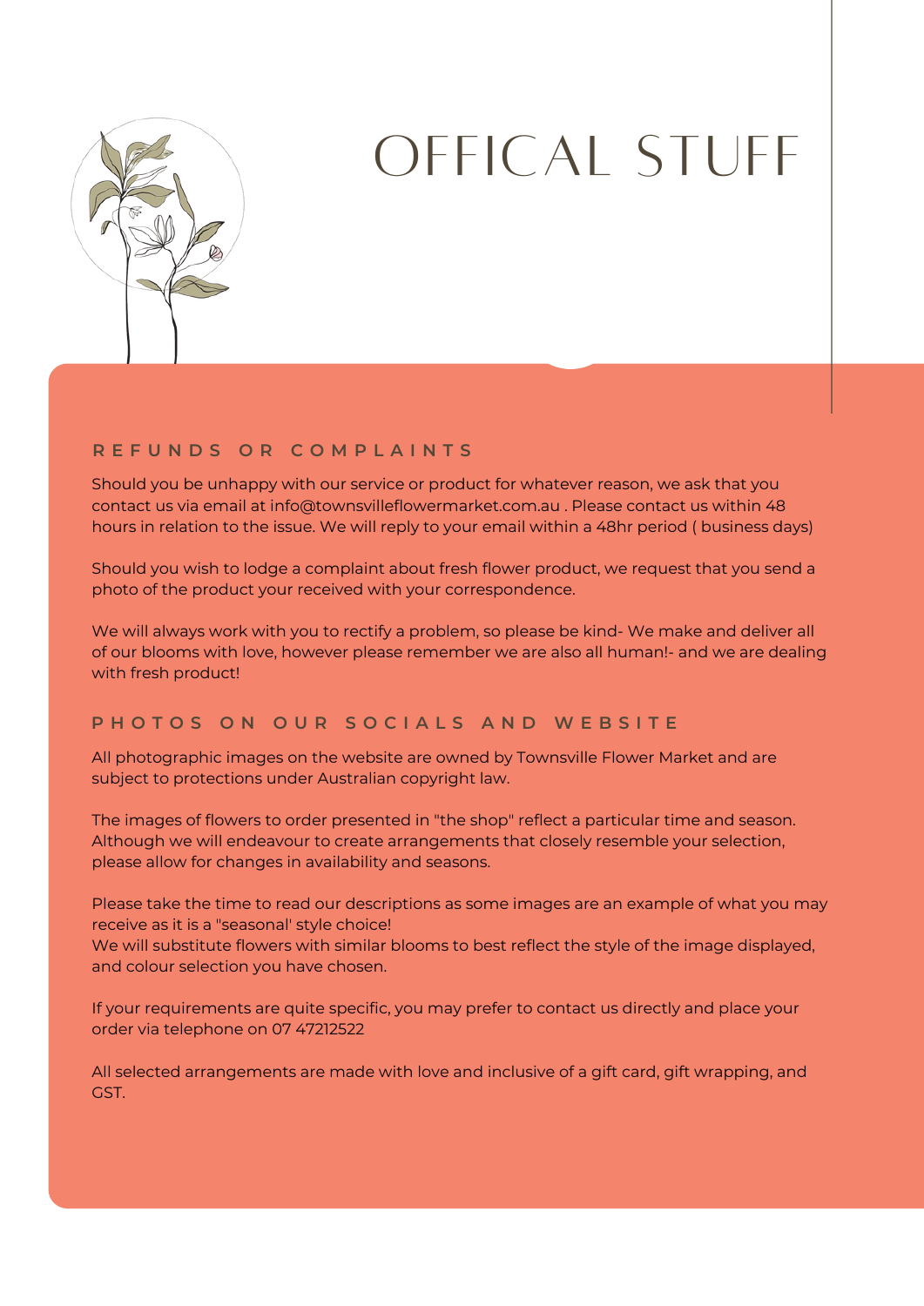# OFFICAL STUFF

## REFUNDS OR COMPLAINTS

Should you be unhappy with our service or product for whatever reason, we ask that you contact us via email at info@townsvilleflowermarket.com.au . Please contact us within 48 hours in relation to the issue. We will reply to your email within a 48hr period ( business days)

Should you wish to lodge a complaint about fresh flower product, we request that you send a photo of the product your received with your correspondence.

We will always work with you to rectify a problem, so please be kind- We make and deliver all of our blooms with love, however please remember we are also all human!- and we are dealing with fresh product!

## PHOTOS ON OUR SOCIALS AND WEBSITE

All photographic images on the website are owned by Townsville Flower Market and are subject to protections under Australian copyright law.

The images of flowers to order presented in "the shop" reflect a particular time and season. Although we will endeavour to create arrangements that closely resemble your selection, please allow for changes in availability and seasons.

Please take the time to read our descriptions as some images are an example of what you may receive as it is a "seasonal' style choice!
We will substitute flowers with similar blooms to best reflect the style of the image displayed, and colour selection you have chosen.

If your requirements are quite specific, you may prefer to contact us directly and place your order via telephone on 07 47212522

All selected arrangements are made with love and inclusive of a gift card, gift wrapping, and GST.